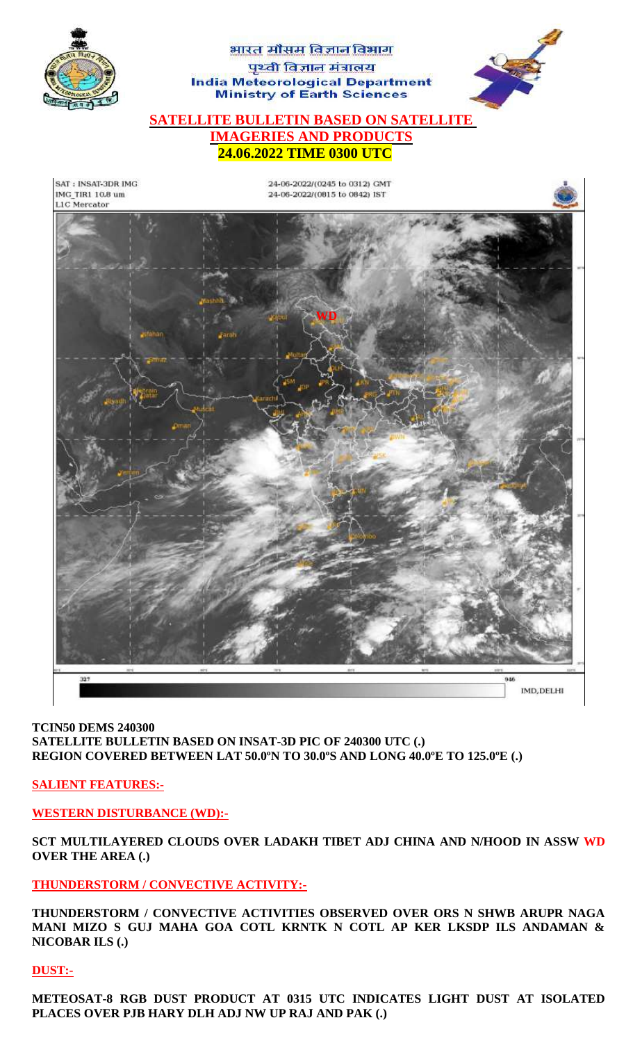भारत मौसम विज्ञान विभाग

पृथ्वी विज्ञान मंत्रालय

India Meteorological Department

Ministry of Earth Sciences

# SATELLITE BULLETIN BASED ON SATELLITE IMAGERIES AND PRODUCTS

## 24.06.2022 TIME 0300 UTC

**TCIN50 DEMS 240300**

**SATELLITE BULLETIN BASED ON INSAT-3D PIC OF 240300 UTC (.)**

**REGION COVERED BETWEEN LAT 50.0ºN TO 30.0ºS AND LONG 40.0ºE TO 125.0ºE (.)**

## SALIENT FEATURES:-

### WESTERN DISTURBANCE (WD):-

**SCT MULTILAYERED CLOUDS OVER LADAKH TIBET ADJ CHINA AND N/HOOD IN ASSW WD OVER THE AREA (.)**

### THUNDERSTORM / CONVECTIVE ACTIVITY:-

**THUNDERSTORM / CONVECTIVE ACTIVITIES OBSERVED OVER ORS N SHWB ARUPR NAGA MANI MIZO S GUJ MAHA GOA COTL KRNTK N COTL AP KER LKSDP ILS ANDAMAN & NICOBAR ILS (.)**

### DUST:-

**METEOSAT-8 RGB DUST PRODUCT AT 0315 UTC INDICATES LIGHT DUST AT ISOLATED PLACES OVER PJB HARY DLH ADJ NW UP RAJ AND PAK (.)**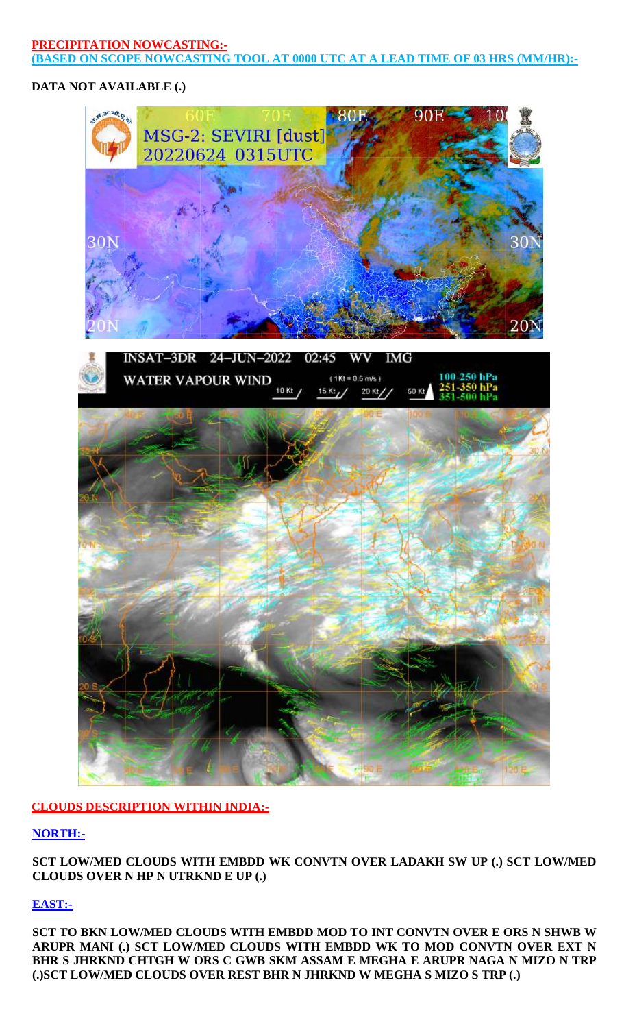**PRECIPITATION NOWCASTING:-**
**(BASED ON SCOPE NOWCASTING TOOL AT 0000 UTC AT A LEAD TIME OF 03 HRS (MM/HR):-**

**DATA NOT AVAILABLE (.)**

**CLOUDS DESCRIPTION WITHIN INDIA:-**

**NORTH:-**

**SCT LOW/MED CLOUDS WITH EMBDD WK CONVTN OVER LADAKH SW UP (.) SCT LOW/MED CLOUDS OVER N HP N UTRKND E UP (.)**

**EAST:-**

**SCT TO BKN LOW/MED CLOUDS WITH EMBDD MOD TO INT CONVTN OVER E ORS N SHWB W ARUPR MANI (.) SCT LOW/MED CLOUDS WITH EMBDD WK TO MOD CONVTN OVER EXT N BHR S JHRKND CHTGH W ORS C GWB SKM ASSAM E MEGHA E ARUPR NAGA N MIZO N TRP (.)SCT LOW/MED CLOUDS OVER REST BHR N JHRKND W MEGHA S MIZO S TRP (.)**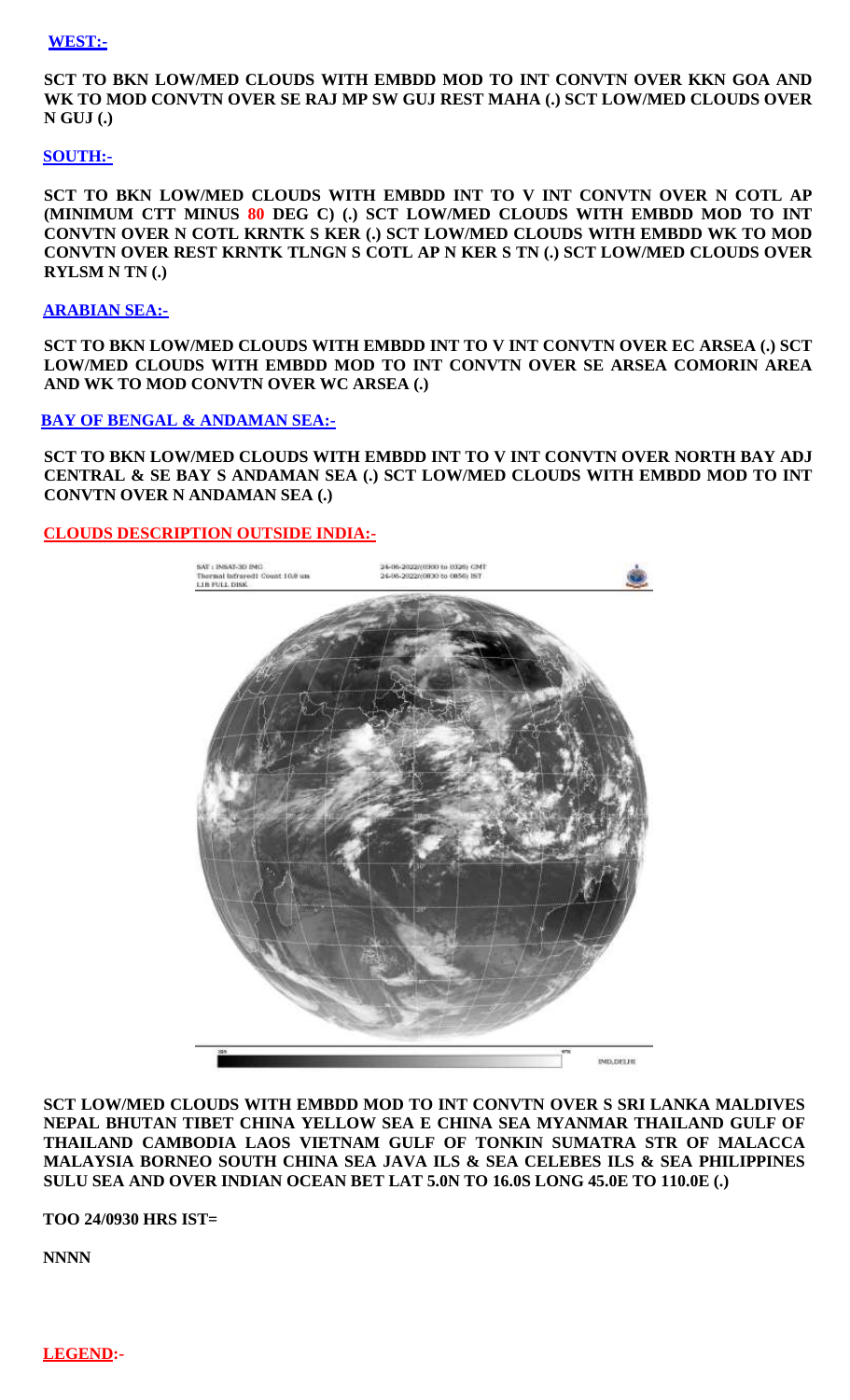## WEST:-

**SCT TO BKN LOW/MED CLOUDS WITH EMBDD MOD TO INT CONVTN OVER KKN GOA AND WK TO MOD CONVTN OVER SE RAJ MP SW GUJ REST MAHA (.) SCT LOW/MED CLOUDS OVER N GUJ (.)**

## SOUTH:-

**SCT TO BKN LOW/MED CLOUDS WITH EMBDD INT TO V INT CONVTN OVER N COTL AP (MINIMUM CTT MINUS 80 DEG C) (.) SCT LOW/MED CLOUDS WITH EMBDD MOD TO INT CONVTN OVER N COTL KRNTK S KER (.) SCT LOW/MED CLOUDS WITH EMBDD WK TO MOD CONVTN OVER REST KRNTK TLNGN S COTL AP N KER S TN (.) SCT LOW/MED CLOUDS OVER RYLSM N TN (.)**

## ARABIAN SEA:-

**SCT TO BKN LOW/MED CLOUDS WITH EMBDD INT TO V INT CONVTN OVER EC ARSEA (.) SCT LOW/MED CLOUDS WITH EMBDD MOD TO INT CONVTN OVER SE ARSEA COMORIN AREA AND WK TO MOD CONVTN OVER WC ARSEA (.)**

## BAY OF BENGAL & ANDAMAN SEA:-

**SCT TO BKN LOW/MED CLOUDS WITH EMBDD INT TO V INT CONVTN OVER NORTH BAY ADJ CENTRAL & SE BAY S ANDAMAN SEA (.) SCT LOW/MED CLOUDS WITH EMBDD MOD TO INT CONVTN OVER N ANDAMAN SEA (.)**

## CLOUDS DESCRIPTION OUTSIDE INDIA:-

**SCT LOW/MED CLOUDS WITH EMBDD MOD TO INT CONVTN OVER S SRI LANKA MALDIVES NEPAL BHUTAN TIBET CHINA YELLOW SEA E CHINA SEA MYANMAR THAILAND GULF OF THAILAND CAMBODIA LAOS VIETNAM GULF OF TONKIN SUMATRA STR OF MALACCA MALAYSIA BORNEO SOUTH CHINA SEA JAVA ILS & SEA CELEBES ILS & SEA PHILIPPINES SULU SEA AND OVER INDIAN OCEAN BET LAT 5.0N TO 16.0S LONG 45.0E TO 110.0E (.)**

**TOO 24/0930 HRS IST=**

**NNNN**

## LEGEND:-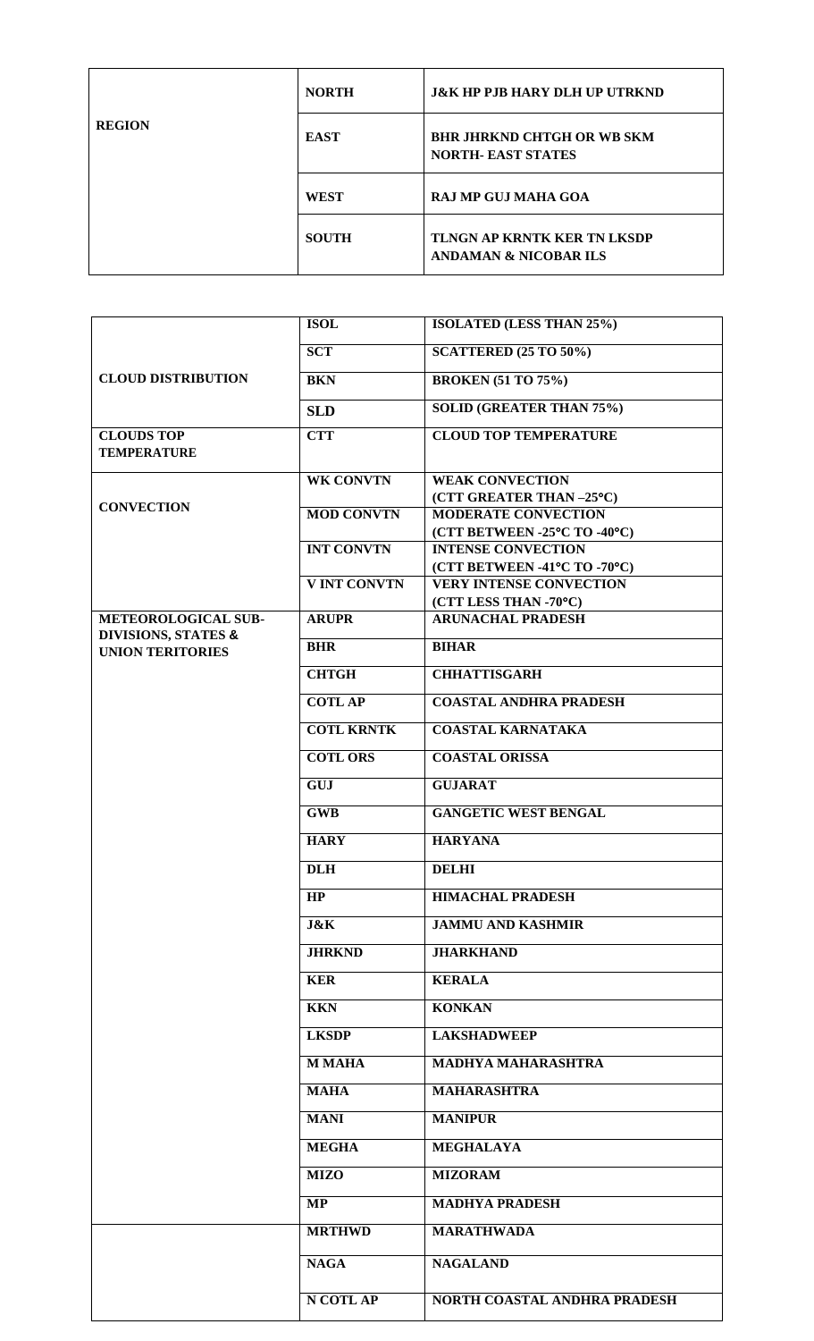| REGION | NORTH | J&K HP PJB HARY DLH UP UTRKND |
|---|---|---|
| | EAST | BHR JHRKND CHTGH OR WB SKM NORTH- EAST STATES |
| | WEST | RAJ MP GUJ MAHA GOA |
| | SOUTH | TLNGN AP KRNTK KER TN LKSDP ANDAMAN & NICOBAR ILS |

| | | |
|---|---|---|
| CLOUD DISTRIBUTION | ISOL | ISOLATED (LESS THAN 25%) |
| | SCT | SCATTERED (25 TO 50%) |
| | BKN | BROKEN (51 TO 75%) |
| | SLD | SOLID (GREATER THAN 75%) |
| CLOUDS TOP TEMPERATURE | CTT | CLOUD TOP TEMPERATURE |
| CONVECTION | WK CONVTN | WEAK CONVECTION (CTT GREATER THAN –25°C) |
| | MOD CONVTN | MODERATE CONVECTION (CTT BETWEEN -25°C TO -40°C) |
| | INT CONVTN | INTENSE CONVECTION (CTT BETWEEN -41°C TO -70°C) |
| | V INT CONVTN | VERY INTENSE CONVECTION (CTT LESS THAN -70°C) |
| METEOROLOGICAL SUB-DIVISIONS, STATES & UNION TERITORIES | ARUPR | ARUNACHAL PRADESH |
| | BHR | BIHAR |
| | CHTGH | CHHATTISGARH |
| | COTL AP | COASTAL ANDHRA PRADESH |
| | COTL KRNTK | COASTAL KARNATAKA |
| | COTL ORS | COASTAL ORISSA |
| | GUJ | GUJARAT |
| | GWB | GANGETIC WEST BENGAL |
| | HARY | HARYANA |
| | DLH | DELHI |
| | HP | HIMACHAL PRADESH |
| | J&K | JAMMU AND KASHMIR |
| | JHRKND | JHARKHAND |
| | KER | KERALA |
| | KKN | KONKAN |
| | LKSDP | LAKSHADWEEP |
| | M MAHA | MADHYA MAHARASHTRA |
| | MAHA | MAHARASHTRA |
| | MANI | MANIPUR |
| | MEGHA | MEGHALAYA |
| | MIZO | MIZORAM |
| | MP | MADHYA PRADESH |
| | MRTHWD | MARATHWADA |
| | NAGA | NAGALAND |
| | N COTL AP | NORTH COASTAL ANDHRA PRADESH |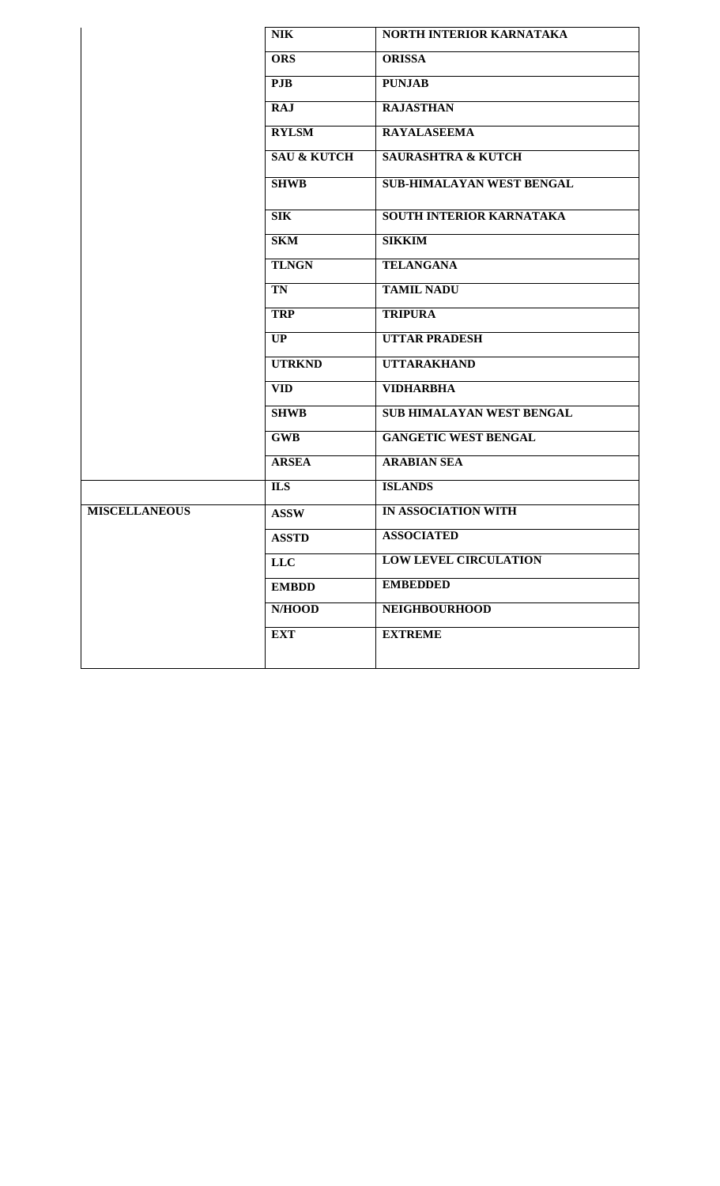| | | |
|---|---|---|
| | **NIK** | **NORTH INTERIOR KARNATAKA** |
| | **ORS** | **ORISSA** |
| | **PJB** | **PUNJAB** |
| | **RAJ** | **RAJASTHAN** |
| | **RYLSM** | **RAYALASEEMA** |
| | **SAU & KUTCH** | **SAURASHTRA & KUTCH** |
| | **SHWB** | **SUB-HIMALAYAN WEST BENGAL** |
| | **SIK** | **SOUTH INTERIOR KARNATAKA** |
| | **SKM** | **SIKKIM** |
| | **TLNGN** | **TELANGANA** |
| | **TN** | **TAMIL NADU** |
| | **TRP** | **TRIPURA** |
| | **UP** | **UTTAR PRADESH** |
| | **UTRKND** | **UTTARAKHAND** |
| | **VID** | **VIDHARBHA** |
| | **SHWB** | **SUB HIMALAYAN WEST BENGAL** |
| | **GWB** | **GANGETIC WEST BENGAL** |
| | **ARSEA** | **ARABIAN SEA** |
| | **ILS** | **ISLANDS** |
| **MISCELLANEOUS** | **ASSW** | **IN ASSOCIATION WITH** |
| | **ASSTD** | **ASSOCIATED** |
| | **LLC** | **LOW LEVEL CIRCULATION** |
| | **EMBDD** | **EMBEDDED** |
| | **N/HOOD** | **NEIGHBOURHOOD** |
| | **EXT** | **EXTREME** |